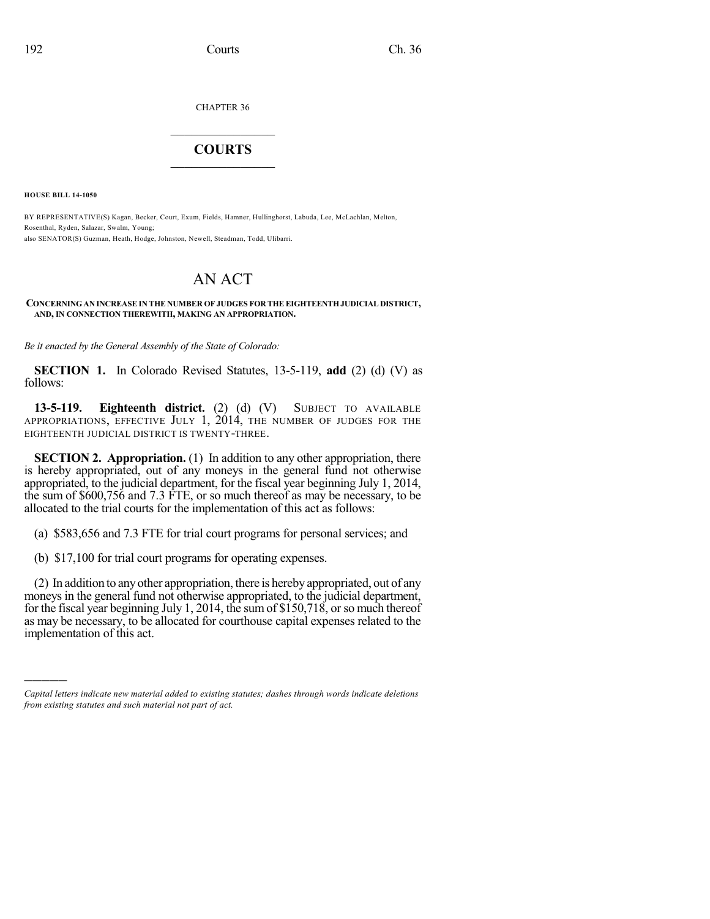CHAPTER 36

# COURTS

**HOUSE BILL 14-1050**

BY REPRESENTATIVE(S) Kagan, Becker, Court, Exum, Fields, Hamner, Hullinghorst, Labuda, Lee, McLachlan, Melton, Rosenthal, Ryden, Salazar, Swalm, Young;
also SENATOR(S) Guzman, Heath, Hodge, Johnston, Newell, Steadman, Todd, Ulibarri.

# AN ACT

**CONCERNING AN INCREASE IN THE NUMBER OF JUDGES FOR THE EIGHTEENTH JUDICIAL DISTRICT, AND, IN CONNECTION THEREWITH, MAKING AN APPROPRIATION.**

*Be it enacted by the General Assembly of the State of Colorado:*

**SECTION 1.** In Colorado Revised Statutes, 13-5-119, **add** (2) (d) (V) as follows:

**13-5-119. Eighteenth district.** (2) (d) (V) SUBJECT TO AVAILABLE APPROPRIATIONS, EFFECTIVE JULY 1, 2014, THE NUMBER OF JUDGES FOR THE EIGHTEENTH JUDICIAL DISTRICT IS TWENTY-THREE.

**SECTION 2. Appropriation.** (1) In addition to any other appropriation, there is hereby appropriated, out of any moneys in the general fund not otherwise appropriated, to the judicial department, for the fiscal year beginning July 1, 2014, the sum of $600,756 and 7.3 FTE, or so much thereof as may be necessary, to be allocated to the trial courts for the implementation of this act as follows:

(a) $583,656 and 7.3 FTE for trial court programs for personal services; and

(b) $17,100 for trial court programs for operating expenses.

(2) In addition to any other appropriation, there is hereby appropriated, out of any moneys in the general fund not otherwise appropriated, to the judicial department, for the fiscal year beginning July 1, 2014, the sum of $150,718, or so much thereof as may be necessary, to be allocated for courthouse capital expenses related to the implementation of this act.

---

*Capital letters indicate new material added to existing statutes; dashes through words indicate deletions from existing statutes and such material not part of act.*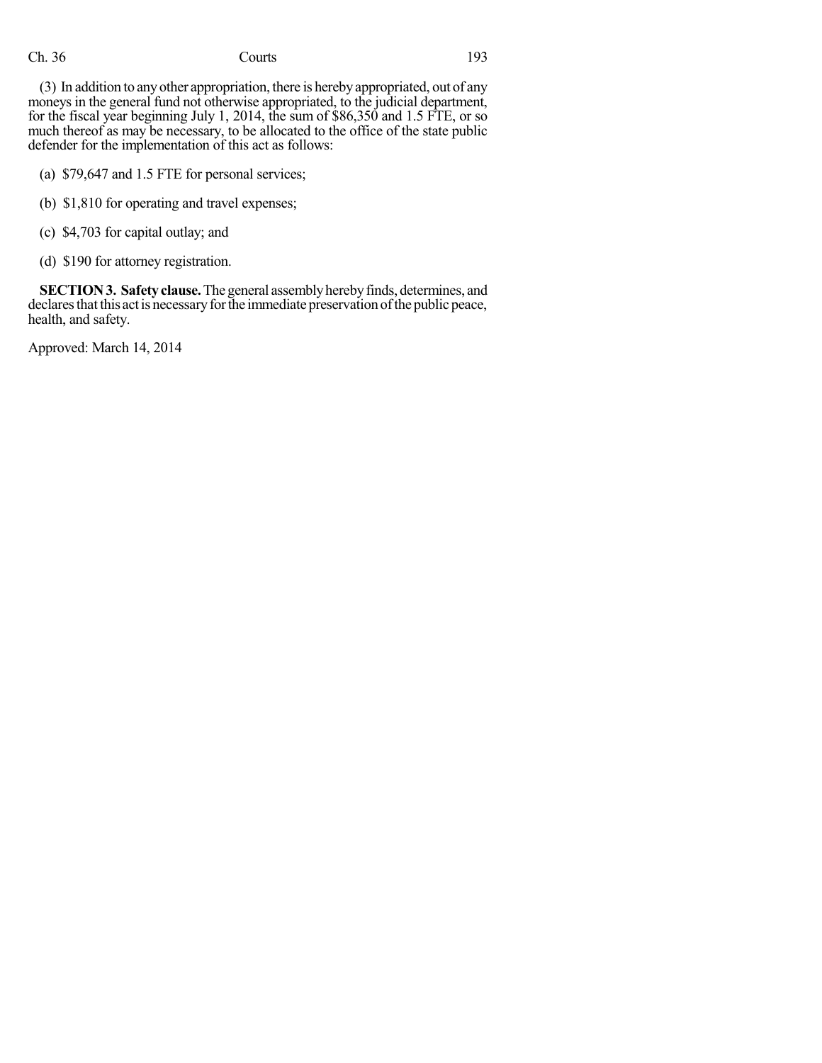(3) In addition to any other appropriation, there is hereby appropriated, out of any moneys in the general fund not otherwise appropriated, to the judicial department, for the fiscal year beginning July 1, 2014, the sum of $86,350 and 1.5 FTE, or so much thereof as may be necessary, to be allocated to the office of the state public defender for the implementation of this act as follows:

(a) $79,647 and 1.5 FTE for personal services;

(b) $1,810 for operating and travel expenses;

(c) $4,703 for capital outlay; and

(d) $190 for attorney registration.

**SECTION 3. Safety clause.** The general assembly hereby finds, determines, and declares that this act is necessary for the immediate preservation of the public peace, health, and safety.

Approved: March 14, 2014